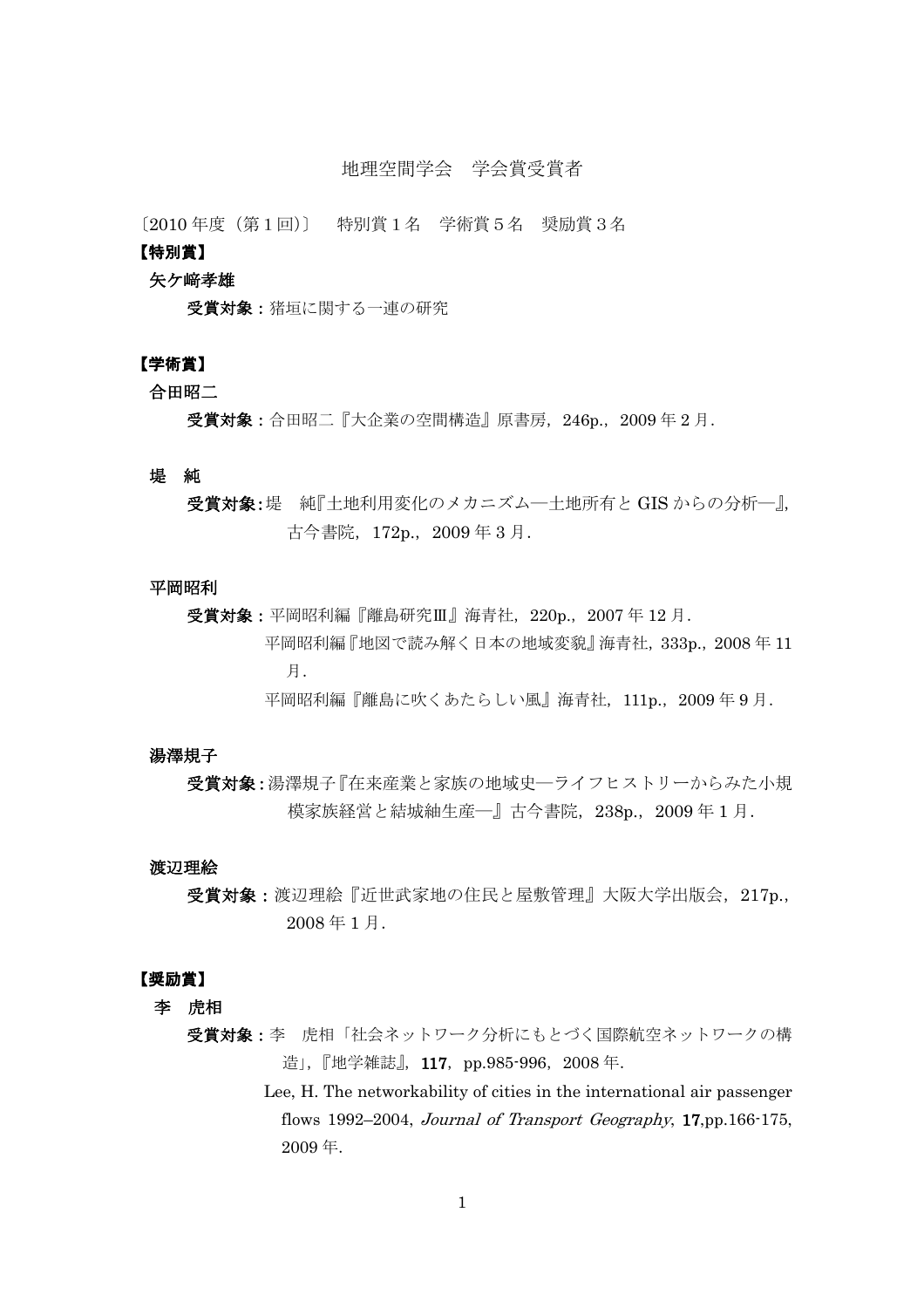# 地理空間学会　学会賞受賞者

〔2010 年度（第 1 回）〕　特別賞 1 名　学術賞 5 名　奨励賞 3 名

## 【特別賞】

**矢ケ﨑孝雄**

**受賞対象：**猪垣に関する一連の研究

## 【学術賞】

**合田昭二**

**受賞対象：**合田昭二『大企業の空間構造』原書房，246p.，2009 年 2 月.

**堤　純**

**受賞対象：**堤　純『土地利用変化のメカニズム―土地所有と GIS からの分析―』，古今書院，172p.，2009 年 3 月.

**平岡昭利**

**受賞対象：**平岡昭利編『離島研究Ⅲ』海青社，220p.，2007 年 12 月.

平岡昭利編『地図で読み解く日本の地域変貌』海青社，333p.，2008 年 11 月.

平岡昭利編『離島に吹くあたらしい風』海青社，111p.，2009 年 9 月.

**湯澤規子**

**受賞対象：**湯澤規子『在来産業と家族の地域史―ライフヒストリーからみた小規模家族経営と結城紬生産―』古今書院，238p.，2009 年 1 月.

**渡辺理絵**

**受賞対象：**渡辺理絵『近世武家地の住民と屋敷管理』大阪大学出版会，217p.，2008 年 1 月.

## 【奨励賞】

**李　虎相**

**受賞対象：**李　虎相「社会ネットワーク分析にもとづく国際航空ネットワークの構造」，『地学雑誌』，**117**，pp.985-996，2008 年.

Lee, H. The networkability of cities in the international air passenger flows 1992–2004, *Journal of Transport Geography*, **17**,pp.166-175, 2009 年.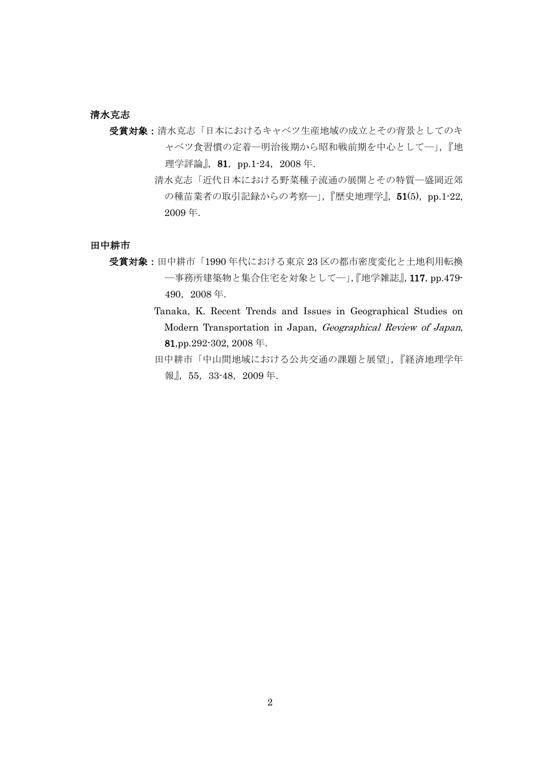**清水克志**

**受賞対象：**清水克志「日本におけるキャベツ生産地域の成立とその背景としてのキャベツ食習慣の定着―明治後期から昭和戦前期を中心として―」，『地理学評論』，**81**，pp.1-24，2008 年.

清水克志「近代日本における野菜種子流通の展開とその特質―盛岡近郊の種苗業者の取引記録からの考察―」，『歴史地理学』，**51**(5)，pp.1-22，2009 年.

**田中耕市**

**受賞対象：**田中耕市「1990 年代における東京 23 区の都市密度変化と土地利用転換―事務所建築物と集合住宅を対象として―」,『地学雑誌』, **117**, pp.479-490，2008 年.

Tanaka, K. Recent Trends and Issues in Geographical Studies on Modern Transportation in Japan, *Geographical Review of Japan*, **81**,pp.292-302, 2008 年.

田中耕市「中山間地域における公共交通の課題と展望」，『経済地理学年報』，55，33-48，2009 年.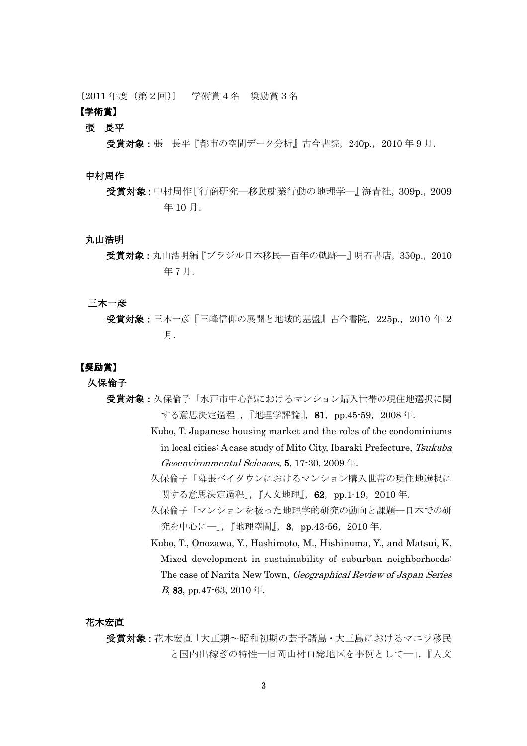〔2011 年度（第２回）〕　学術賞４名　奨励賞３名

**【学術賞】**

**張　長平**

**受賞対象：**張　長平『都市の空間データ分析』古今書院，240p.，2010 年 9 月.

**中村周作**

**受賞対象：**中村周作『行商研究─移動就業行動の地理学─』海青社，309p.，2009 年 10 月.

**丸山浩明**

**受賞対象：**丸山浩明編『ブラジル日本移民─百年の軌跡─』明石書店，350p.，2010 年 7 月.

**三木一彦**

**受賞対象：**三木一彦『三峰信仰の展開と地域的基盤』古今書院，225p.，2010 年 2 月.

**【奨励賞】**

**久保倫子**

**受賞対象：**久保倫子「水戸市中心部におけるマンション購入世帯の現住地選択に関する意思決定過程」,『地理学評論』, **81**，pp.45-59，2008 年.

Kubo, T. Japanese housing market and the roles of the condominiums in local cities: A case study of Mito City, Ibaraki Prefecture, *Tsukuba Geoenvironmental Sciences*, **5**, 17-30, 2009 年.

久保倫子「幕張ベイタウンにおけるマンション購入世帯の現住地選択に関する意思決定過程」,『人文地理』, **62**，pp.1-19，2010 年.

久保倫子「マンションを扱った地理学的研究の動向と課題─日本での研究を中心に─」,『地理空間』, **3**，pp.43-56，2010 年.

Kubo, T., Onozawa, Y., Hashimoto, M., Hishinuma, Y., and Matsui, K. Mixed development in sustainability of suburban neighborhoods: The case of Narita New Town, *Geographical Review of Japan Series B*, **83**, pp.47-63, 2010 年.

**花木宏直**

**受賞対象：**花木宏直「大正期～昭和初期の芸予諸島・大三島におけるマニラ移民と国内出稼ぎの特性─旧岡山村口総地区を事例として─」,『人文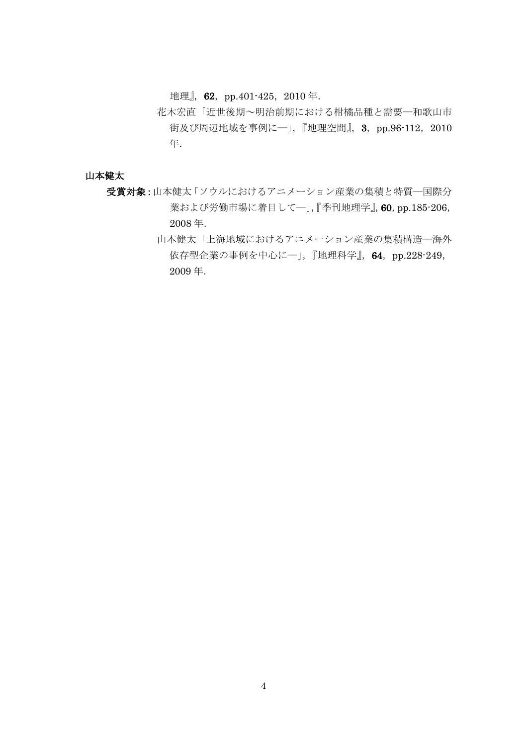地理』，**62**，pp.401-425，2010 年.

花木宏直「近世後期～明治前期における柑橘品種と需要―和歌山市街及び周辺地域を事例に―」，『地理空間』，**3**，pp.96-112，2010 年.

**山本健太**

**受賞対象 :** 山本健太「ソウルにおけるアニメーション産業の集積と特質―国際分業および労働市場に着目して―」,『季刊地理学』, **60**, pp.185-206, 2008 年.

山本健太「上海地域におけるアニメーション産業の集積構造―海外依存型企業の事例を中心に―」，『地理科学』，**64**，pp.228-249，2009 年.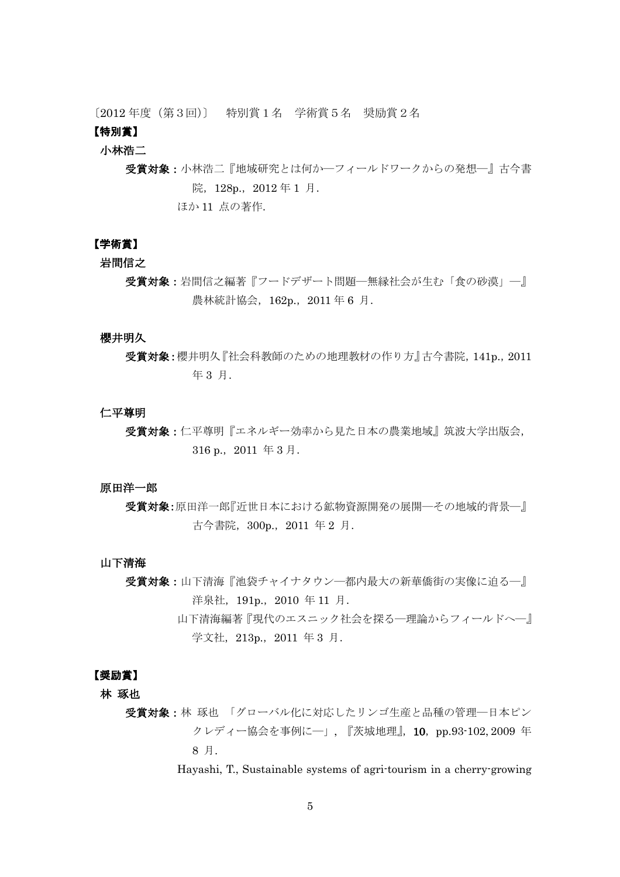〔2012 年度（第 3 回）〕　特別賞 1 名　学術賞 5 名　奨励賞 2 名

## 【特別賞】

### 小林浩二

**受賞対象：** 小林浩二『地域研究とは何か―フィールドワークからの発想―』古今書院，128p.，2012 年 1 月.
ほか 11 点の著作.

## 【学術賞】

### 岩間信之

**受賞対象：** 岩間信之編著『フードデザート問題―無縁社会が生む「食の砂漠」―』農林統計協会，162p.，2011 年 6 月.

### 櫻井明久

**受賞対象：** 櫻井明久『社会科教師のための地理教材の作り方』古今書院，141p.，2011 年 3 月.

### 仁平尊明

**受賞対象：** 仁平尊明『エネルギー効率から見た日本の農業地域』筑波大学出版会，316 p.，2011 年 3 月.

### 原田洋一郎

**受賞対象：** 原田洋一郎『近世日本における鉱物資源開発の展開―その地域的背景―』古今書院，300p.，2011 年 2 月.

### 山下清海

**受賞対象：** 山下清海『池袋チャイナタウン―都内最大の新華僑街の実像に迫る―』洋泉社，191p.，2010 年 11 月.
山下清海編著『現代のエスニック社会を探る―理論からフィールドへ―』学文社，213p.，2011 年 3 月.

## 【奨励賞】

### 林 琢也

**受賞対象：** 林 琢也 「グローバル化に対応したリンゴ生産と品種の管理―日本ピンクレディー協会を事例に―」，『茨城地理』，**10**，pp.93-102, 2009 年 8 月.
Hayashi, T., Sustainable systems of agri-tourism in a cherry-growing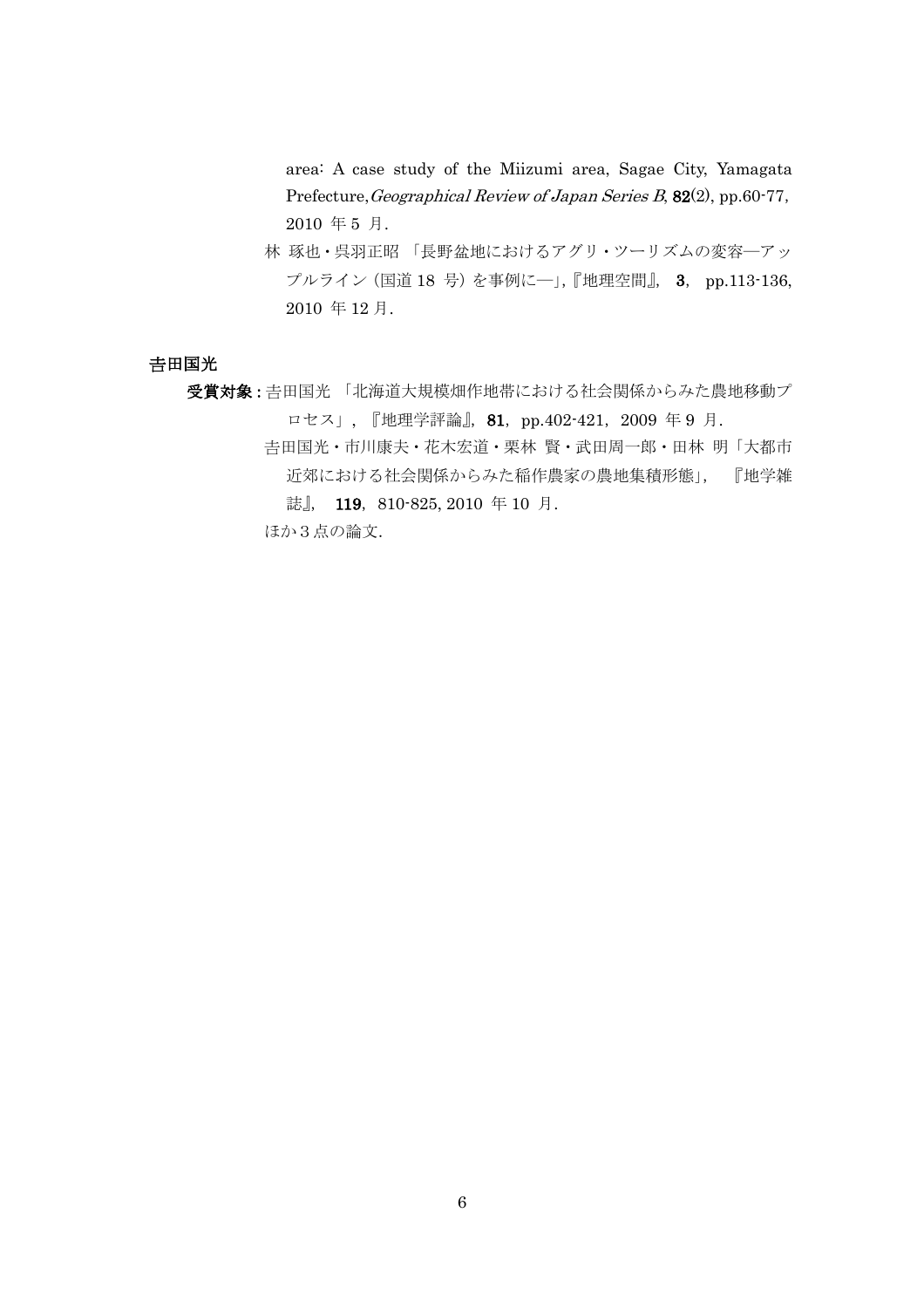area: A case study of the Miizumi area, Sagae City, Yamagata Prefecture, *Geographical Review of Japan Series B*, **82**(2), pp.60-77, 2010 年 5 月.

林 琢也・呉羽正昭 「長野盆地におけるアグリ・ツーリズムの変容―アップルライン（国道 18 号）を事例に―」,『地理空間』, **3**, pp.113-136, 2010 年 12 月.

**吉田国光**

**受賞対象：**吉田国光 「北海道大規模畑作地帯における社会関係からみた農地移動プロセス」, 『地理学評論』, **81**, pp.402-421, 2009 年 9 月.

吉田国光・市川康夫・花木宏道・栗林 賢・武田周一郎・田林 明「大都市近郊における社会関係からみた稲作農家の農地集積形態」, 『地学雑誌』, **119**, 810-825, 2010 年 10 月.

ほか 3 点の論文.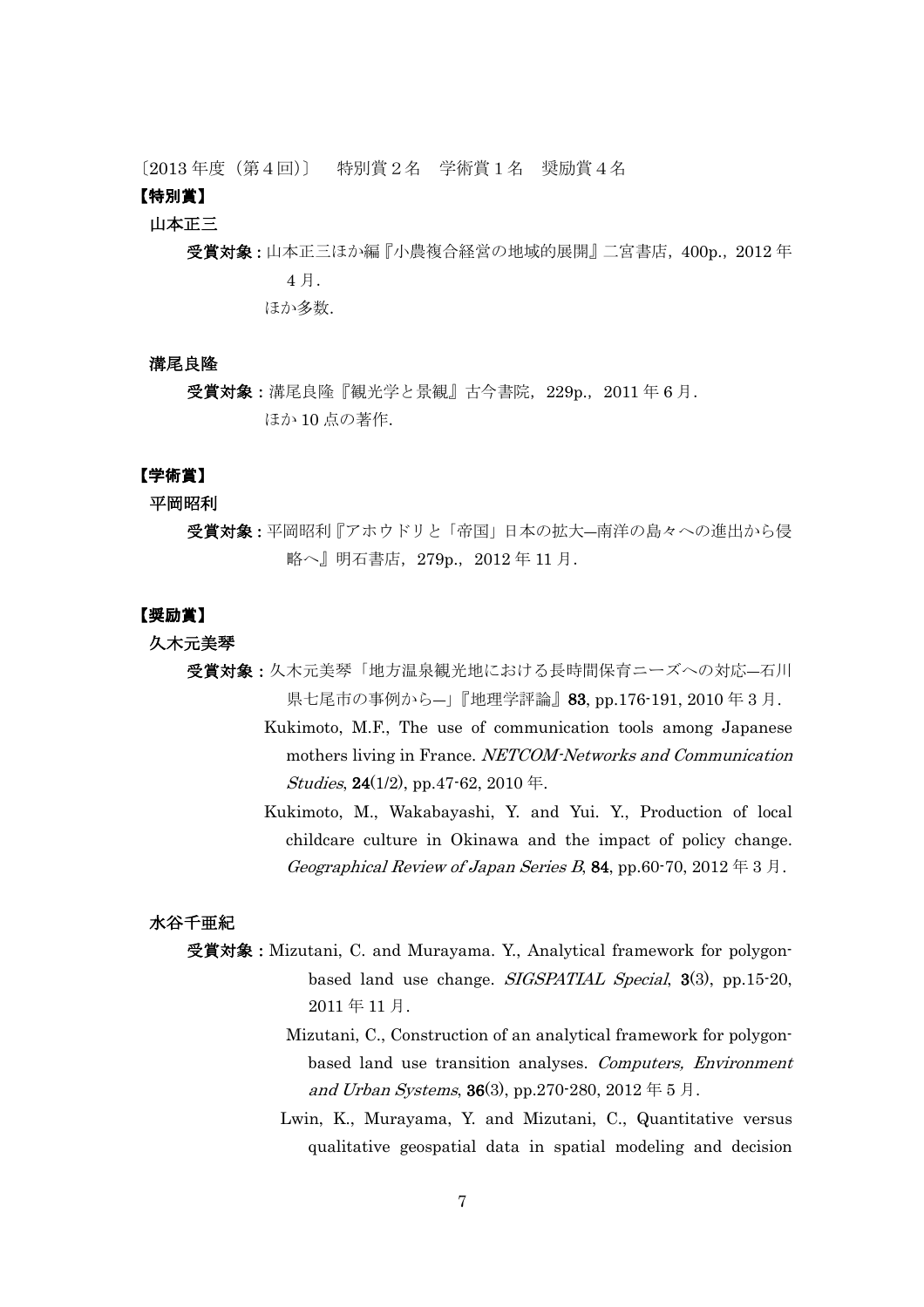〔2013 年度（第４回）〕　特別賞２名　学術賞１名　奨励賞４名

**【特別賞】**

**山本正三**

**受賞対象：**山本正三ほか編『小農複合経営の地域的展開』二宮書店，400p.，2012 年 4 月．

ほか多数．

**溝尾良隆**

**受賞対象：**溝尾良隆『観光学と景観』古今書院，229p.，2011 年 6 月．

ほか 10 点の著作．

**【学術賞】**

**平岡昭利**

**受賞対象：**平岡昭利『アホウドリと「帝国」日本の拡大―南洋の島々への進出から侵略へ』明石書店，279p.，2012 年 11 月．

**【奨励賞】**

**久木元美琴**

**受賞対象：**久木元美琴「地方温泉観光地における長時間保育ニーズへの対応―石川県七尾市の事例から―」『地理学評論』**83**, pp.176-191, 2010 年 3 月．

Kukimoto, M.F., The use of communication tools among Japanese mothers living in France. *NETCOM-Networks and Communication Studies*, **24**(1/2), pp.47-62, 2010 年.

Kukimoto, M., Wakabayashi, Y. and Yui. Y., Production of local childcare culture in Okinawa and the impact of policy change. *Geographical Review of Japan Series B*, **84**, pp.60-70, 2012 年 3 月.

**水谷千亜紀**

**受賞対象：**Mizutani, C. and Murayama. Y., Analytical framework for polygon-based land use change. *SIGSPATIAL Special*, **3**(3), pp.15-20, 2011 年 11 月.

Mizutani, C., Construction of an analytical framework for polygon-based land use transition analyses. *Computers, Environment and Urban Systems*, **36**(3), pp.270-280, 2012 年 5 月.

Lwin, K., Murayama, Y. and Mizutani, C., Quantitative versus qualitative geospatial data in spatial modeling and decision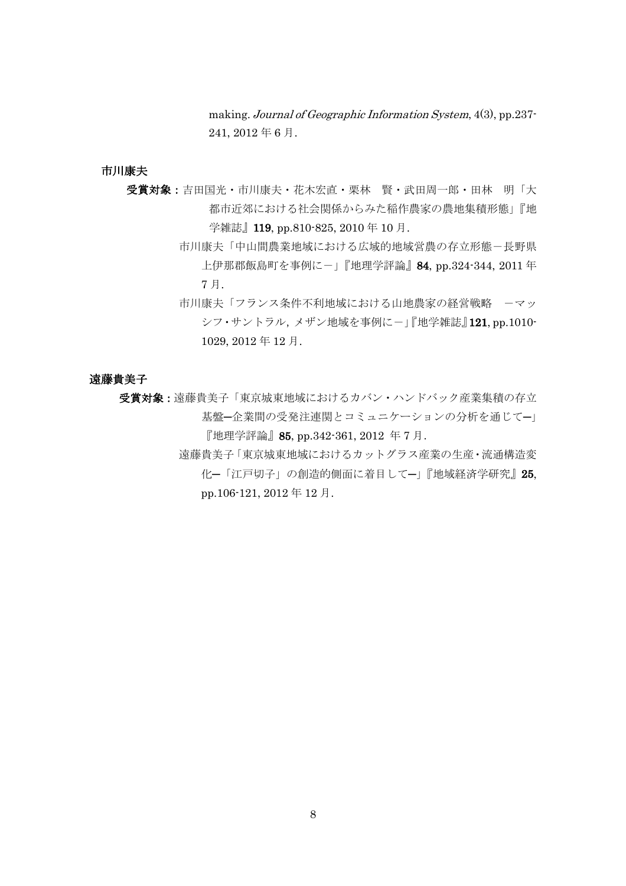making. *Journal of Geographic Information System*, 4(3), pp.237-241, 2012 年 6 月.

**市川康夫**

**受賞対象：**吉田国光・市川康夫・花木宏直・栗林　賢・武田周一郎・田林　明「大都市近郊における社会関係からみた稲作農家の農地集積形態」『地学雑誌』**119**, pp.810-825, 2010 年 10 月.

市川康夫「中山間農業地域における広域的地域営農の存立形態－長野県上伊那郡飯島町を事例に－」『地理学評論』**84**, pp.324-344, 2011 年 7 月.

市川康夫「フランス条件不利地域における山地農家の経営戦略　－マッシフ・サントラル, メザン地域を事例に－」『地学雑誌』**121**, pp.1010-1029, 2012 年 12 月.

**遠藤貴美子**

**受賞対象：**遠藤貴美子「東京城東地域におけるカバン・ハンドバック産業集積の存立基盤─企業間の受発注連関とコミュニケーションの分析を通じて─」『地理学評論』**85**, pp.342-361, 2012 年 7 月.

遠藤貴美子「東京城東地域におけるカットグラス産業の生産・流通構造変化─「江戸切子」の創造的側面に着目して─」『地域経済学研究』**25**, pp.106-121, 2012 年 12 月.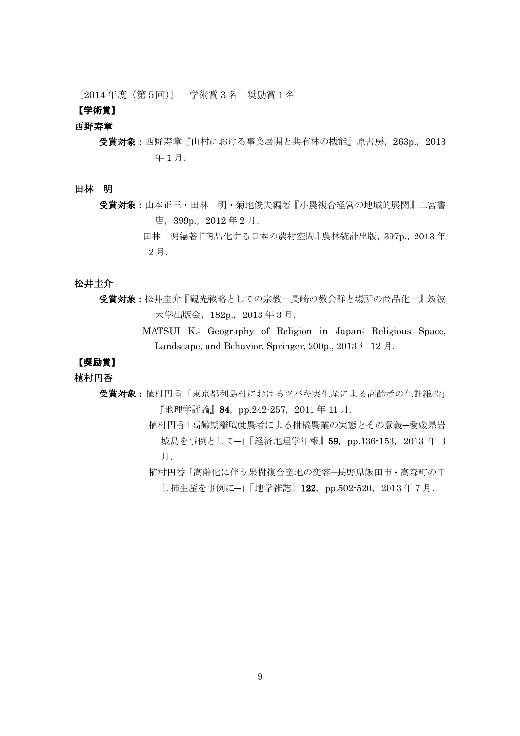〔2014 年度（第 5 回）〕　学術賞 3 名　奨励賞 1 名

## 【学術賞】

### 西野寿章

**受賞対象：** 西野寿章『山村における事業展開と共有林の機能』原書房，263p.，2013 年 1 月.

### 田林　明

**受賞対象：** 山本正三・田林　明・菊地俊夫編著『小農複合経営の地域的展開』二宮書店，399p.，2012 年 2 月.

田林　明編著『商品化する日本の農村空間』農林統計出版，397p.，2013 年 2 月.

### 松井圭介

**受賞対象：** 松井圭介『観光戦略としての宗教－長崎の教会群と場所の商品化－』筑波大学出版会，182p.，2013 年 3 月.

MATSUI K.: Geography of Religion in Japan: Religious Space, Landscape, and Behavior. Springer, 200p., 2013 年 12 月.

## 【奨励賞】

### 植村円香

**受賞対象：** 植村円香「東京都利島村におけるツバキ実生産による高齢者の生計維持」『地理学評論』**84**，pp.242-257，2011 年 11 月.

植村円香「高齢期離職就農者による柑橘農業の実態とその意義―愛媛県岩城島を事例として―」『経済地理学年報』**59**，pp.136-153，2013 年 3 月.

植村円香「高齢化に伴う果樹複合産地の変容―長野県飯田市・高森町の干し柿生産を事例に―」『地学雑誌』**122**，pp.502-520，2013 年 7 月.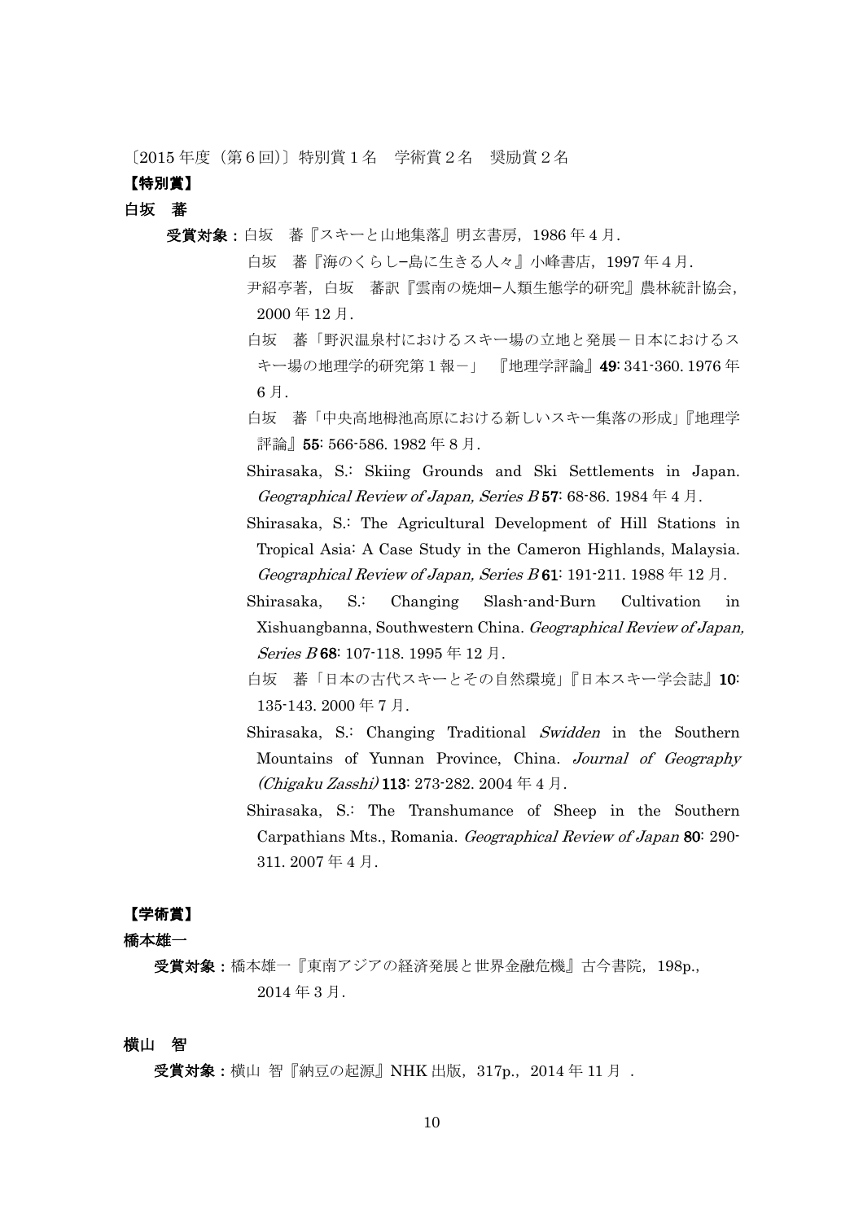〔2015 年度（第 6 回）〕特別賞 1 名　学術賞 2 名　奨励賞 2 名

**【特別賞】**

**白坂　蕃**

**受賞対象：** 白坂　蕃『スキーと山地集落』明玄書房，1986 年 4 月．

白坂　蕃『海のくらし−島に生きる人々』小峰書店，1997 年 4 月．

尹紹亭著，白坂　蕃訳『雲南の焼畑−人類生態学的研究』農林統計協会，2000 年 12 月．

白坂　蕃「野沢温泉村におけるスキー場の立地と発展－日本におけるスキー場の地理学的研究第 1 報－」『地理学評論』**49**: 341-360. 1976 年 6 月．

白坂　蕃「中央高地栂池高原における新しいスキー集落の形成」『地理学評論』**55**: 566-586. 1982 年 8 月．

Shirasaka, S.: Skiing Grounds and Ski Settlements in Japan. *Geographical Review of Japan, Series B* **57**: 68-86. 1984 年 4 月．

Shirasaka, S.: The Agricultural Development of Hill Stations in Tropical Asia: A Case Study in the Cameron Highlands, Malaysia. *Geographical Review of Japan, Series B* **61**: 191-211. 1988 年 12 月．

Shirasaka, S.: Changing Slash-and-Burn Cultivation in Xishuangbanna, Southwestern China. *Geographical Review of Japan, Series B* **68**: 107-118. 1995 年 12 月．

白坂　蕃「日本の古代スキーとその自然環境」『日本スキー学会誌』**10**: 135-143. 2000 年 7 月．

Shirasaka, S.: Changing Traditional *Swidden* in the Southern Mountains of Yunnan Province, China. *Journal of Geography (Chigaku Zasshi)* **113**: 273-282. 2004 年 4 月．

Shirasaka, S.: The Transhumance of Sheep in the Southern Carpathians Mts., Romania. *Geographical Review of Japan* **80**: 290-311. 2007 年 4 月．

**【学術賞】**

**橋本雄一**

**受賞対象：** 橋本雄一『東南アジアの経済発展と世界金融危機』古今書院，198p.，2014 年 3 月．

**横山　智**

**受賞対象：** 横山 智『納豆の起源』NHK 出版，317p.，2014 年 11 月．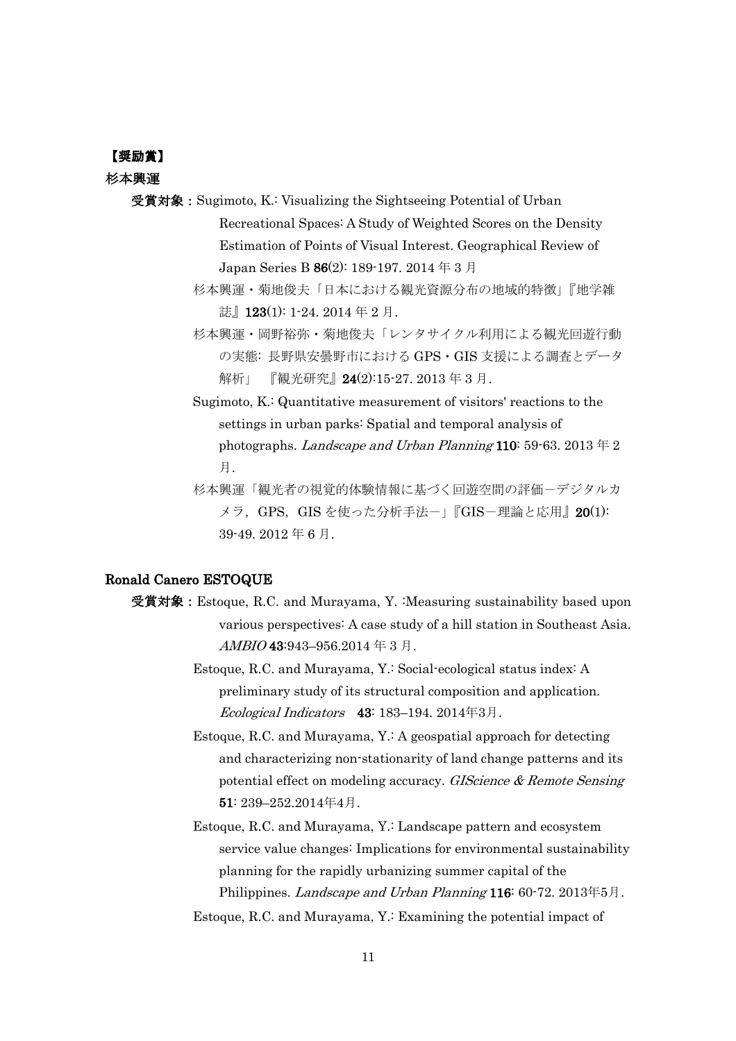**【奨励賞】**

**杉本興運**

**受賞対象：**Sugimoto, K.: Visualizing the Sightseeing Potential of Urban Recreational Spaces: A Study of Weighted Scores on the Density Estimation of Points of Visual Interest. Geographical Review of Japan Series B **86**(2): 189-197. 2014 年 3 月

杉本興運・菊地俊夫「日本における観光資源分布の地域的特徴」『地学雑誌』**123**(1): 1-24. 2014 年 2 月.

杉本興運・岡野裕弥・菊地俊夫「レンタサイクル利用による観光回遊行動の実態: 長野県安曇野市における GPS・GIS 支援による調査とデータ解析」 『観光研究』**24**(2):15-27. 2013 年 3 月.

Sugimoto, K.: Quantitative measurement of visitors' reactions to the settings in urban parks: Spatial and temporal analysis of photographs. *Landscape and Urban Planning* **110**: 59-63. 2013 年 2 月.

杉本興運「観光者の視覚的体験情報に基づく回遊空間の評価－デジタルカメラ，GPS，GIS を使った分析手法－」『GIS－理論と応用』**20**(1): 39-49. 2012 年 6 月.

**Ronald Canero ESTOQUE**

**受賞対象：**Estoque, R.C. and Murayama, Y. :Measuring sustainability based upon various perspectives: A case study of a hill station in Southeast Asia. *AMBIO* **43**:943–956.2014 年 3 月.

Estoque, R.C. and Murayama, Y.: Social-ecological status index: A preliminary study of its structural composition and application. *Ecological Indicators* **43**: 183–194. 2014年3月.

Estoque, R.C. and Murayama, Y.: A geospatial approach for detecting and characterizing non-stationarity of land change patterns and its potential effect on modeling accuracy. *GIScience & Remote Sensing* **51**: 239–252.2014年4月.

Estoque, R.C. and Murayama, Y.: Landscape pattern and ecosystem service value changes: Implications for environmental sustainability planning for the rapidly urbanizing summer capital of the Philippines. *Landscape and Urban Planning* **116**: 60-72. 2013年5月.

Estoque, R.C. and Murayama, Y.: Examining the potential impact of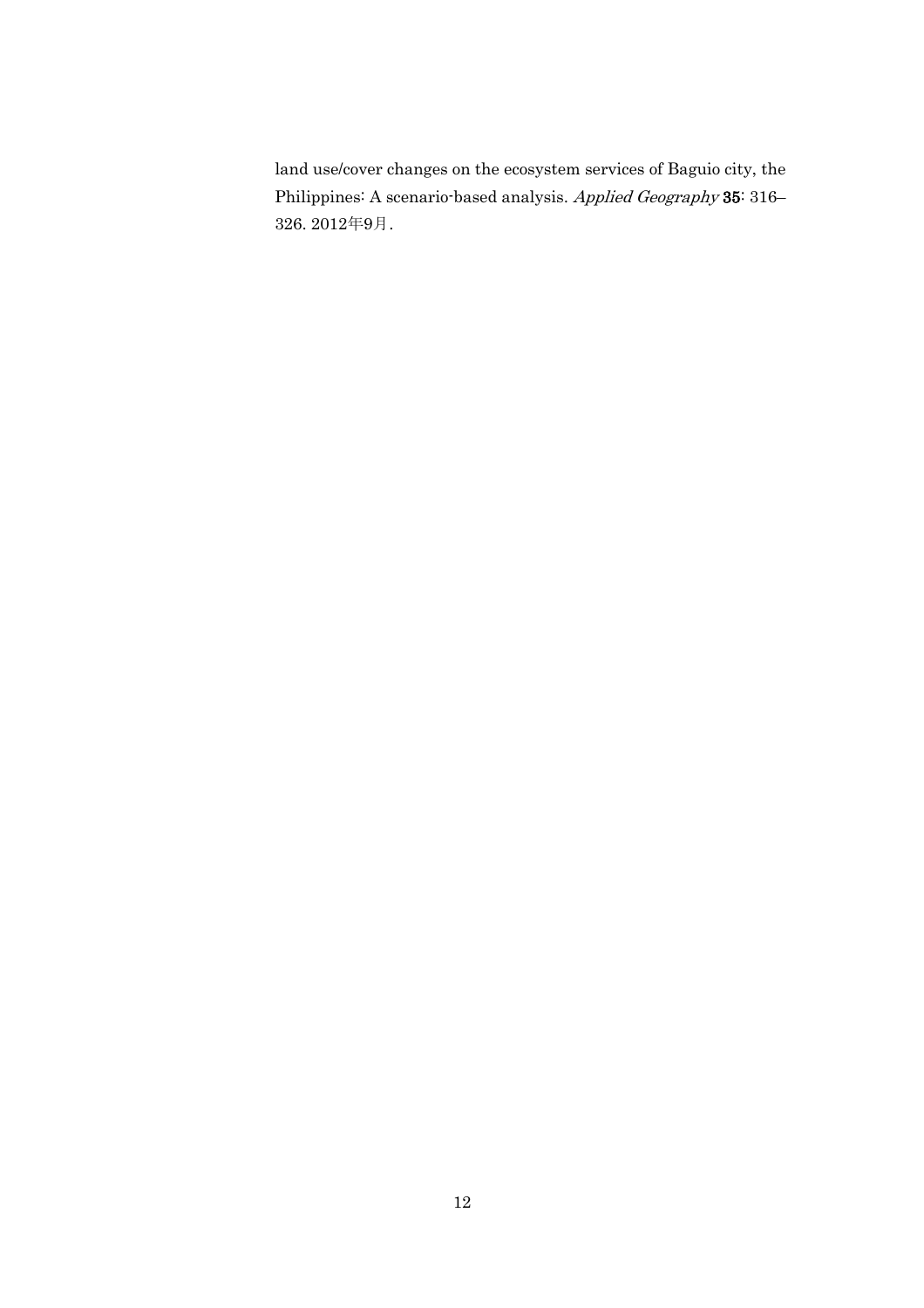land use/cover changes on the ecosystem services of Baguio city, the Philippines: A scenario-based analysis. *Applied Geography* **35**: 316–326. 2012年9月.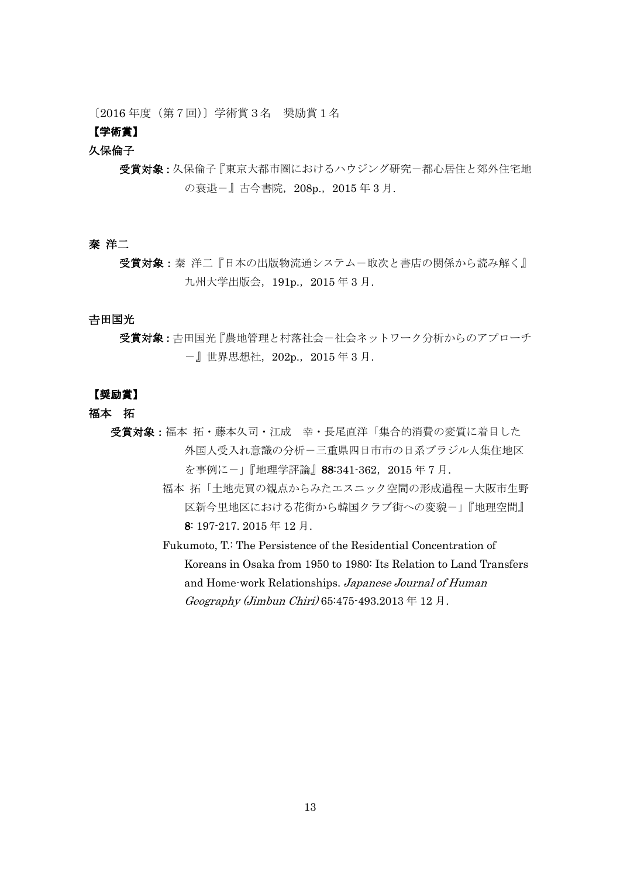〔2016 年度（第 7 回）〕学術賞 3 名　奨励賞 1 名

**【学術賞】**

**久保倫子**

**受賞対象 :** 久保倫子『東京大都市圏におけるハウジング研究－都心居住と郊外住宅地の衰退－』古今書院，208p.，2015 年 3 月.

**秦 洋二**

**受賞対象 :** 秦 洋二『日本の出版物流通システム－取次と書店の関係から読み解く』九州大学出版会，191p.，2015 年 3 月.

**吉田国光**

**受賞対象 :** 吉田国光『農地管理と村落社会－社会ネットワーク分析からのアプローチ－』世界思想社，202p.，2015 年 3 月.

**【奨励賞】**

**福本　拓**

**受賞対象 :** 福本 拓・藤本久司・江成　幸・長尾直洋「集合的消費の変質に着目した外国人受入れ意識の分析－三重県四日市市の日系ブラジル人集住地区を事例に－」『地理学評論』**88**:341-362，2015 年 7 月.

福本 拓「土地売買の観点からみたエスニック空間の形成過程－大阪市生野区新今里地区における花街から韓国クラブ街への変貌－」『地理空間』**8**: 197-217. 2015 年 12 月.

Fukumoto, T.: The Persistence of the Residential Concentration of Koreans in Osaka from 1950 to 1980: Its Relation to Land Transfers and Home-work Relationships. *Japanese Journal of Human Geography (Jimbun Chiri)* 65:475-493.2013 年 12 月.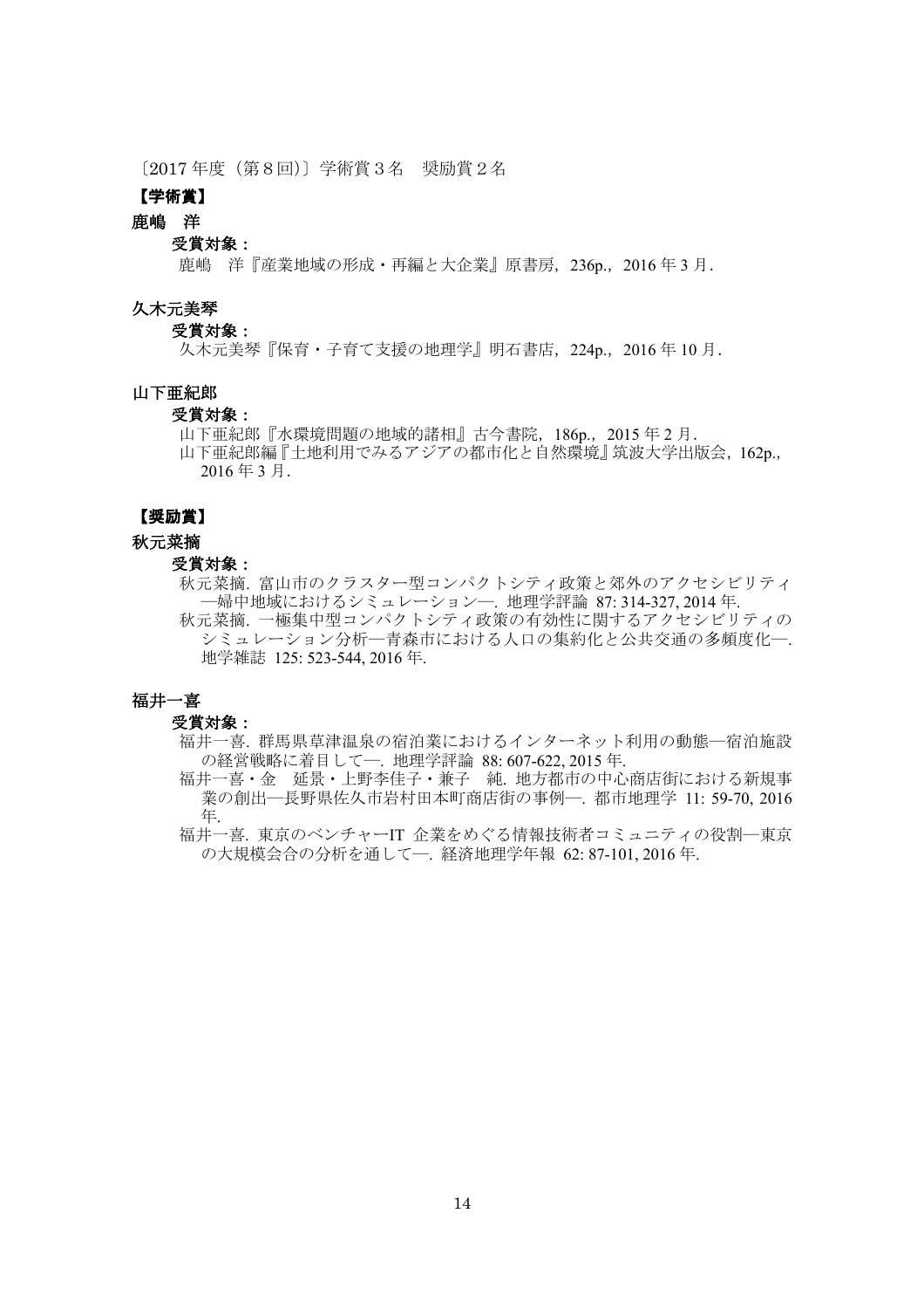〔2017 年度（第８回）〕学術賞３名　奨励賞２名

**【学術賞】**

**鹿嶋　洋**

**受賞対象：**

鹿嶋　洋『産業地域の形成・再編と大企業』原書房，236p.，2016 年 3 月.

**久木元美琴**

**受賞対象：**

久木元美琴『保育・子育て支援の地理学』明石書店，224p.，2016 年 10 月.

**山下亜紀郎**

**受賞対象：**

山下亜紀郎『水環境問題の地域的諸相』古今書院，186p.，2015 年 2 月.

山下亜紀郎編『土地利用でみるアジアの都市化と自然環境』筑波大学出版会，162p.，2016 年 3 月.

**【奨励賞】**

**秋元菜摘**

**受賞対象：**

秋元菜摘. 富山市のクラスター型コンパクトシティ政策と郊外のアクセシビリティ―婦中地域におけるシミュレーション―. 地理学評論 87: 314-327, 2014 年.

秋元菜摘. 一極集中型コンパクトシティ政策の有効性に関するアクセシビリティのシミュレーション分析―青森市における人口の集約化と公共交通の多頻度化―. 地学雑誌 125: 523-544, 2016 年.

**福井一喜**

**受賞対象：**

福井一喜. 群馬県草津温泉の宿泊業におけるインターネット利用の動態―宿泊施設の経営戦略に着目して―. 地理学評論 88: 607-622, 2015 年.

福井一喜・金　延景・上野李佳子・兼子　純. 地方都市の中心商店街における新規事業の創出―長野県佐久市岩村田本町商店街の事例―. 都市地理学 11: 59-70, 2016 年.

福井一喜. 東京のベンチャーIT 企業をめぐる情報技術者コミュニティの役割―東京の大規模会合の分析を通して―. 経済地理学年報 62: 87-101, 2016 年.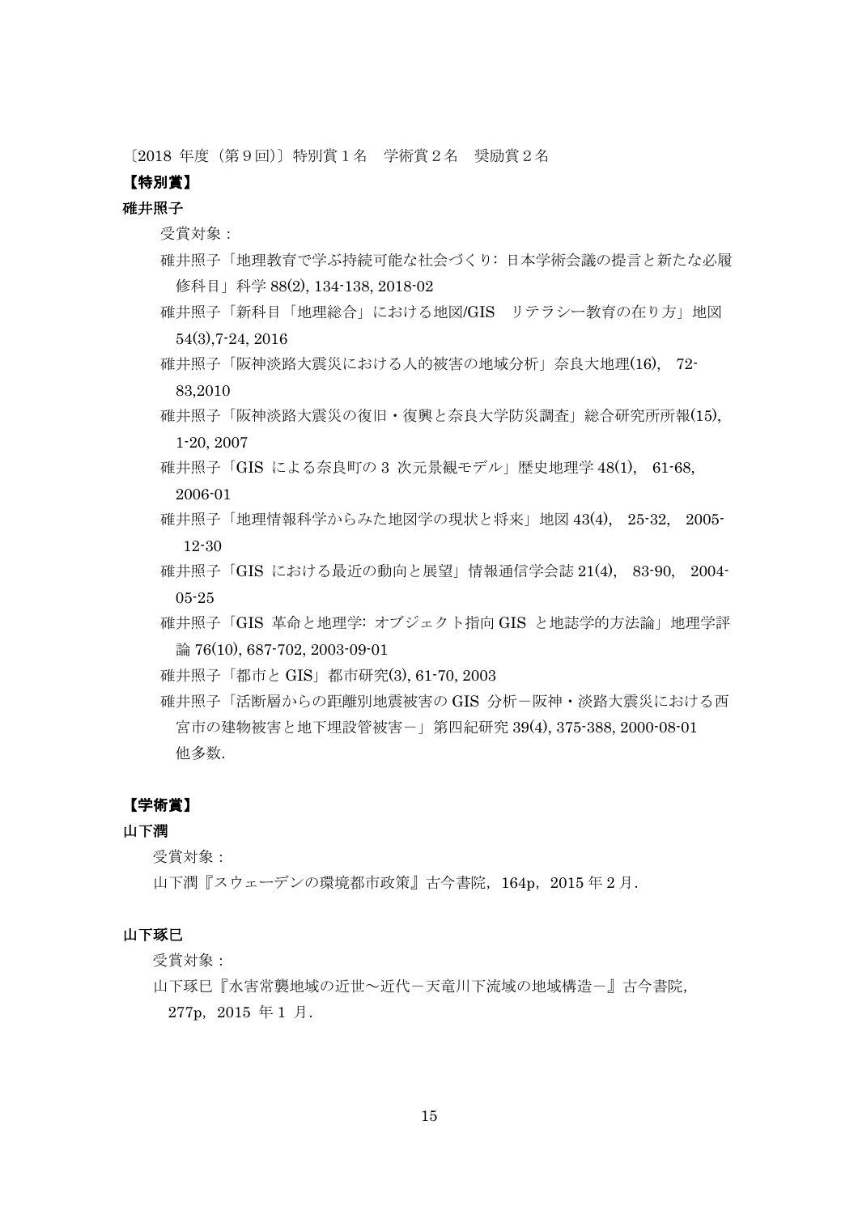〔2018 年度（第 9 回）〕特別賞 1 名　学術賞 2 名　奨励賞 2 名

## 【特別賞】

**碓井照子**

受賞対象：

碓井照子「地理教育で学ぶ持続可能な社会づくり: 日本学術会議の提言と新たな必履修科目」科学 88(2), 134-138, 2018-02

碓井照子「新科目「地理総合」における地図/GIS　リテラシー教育の在り方」地図 54(3),7-24, 2016

碓井照子「阪神淡路大震災における人的被害の地域分析」奈良大地理(16),　72-83,2010

碓井照子「阪神淡路大震災の復旧・復興と奈良大学防災調査」総合研究所所報(15), 1-20, 2007

碓井照子「GIS による奈良町の 3 次元景観モデル」歴史地理学 48(1),　61-68, 2006-01

碓井照子「地理情報科学からみた地図学の現状と将来」地図 43(4),　25-32,　2005-12-30

碓井照子「GIS における最近の動向と展望」情報通信学会誌 21(4),　83-90,　2004-05-25

碓井照子「GIS 革命と地理学: オブジェクト指向 GIS と地誌学的方法論」地理学評論 76(10), 687-702, 2003-09-01

碓井照子「都市と GIS」都市研究(3), 61-70, 2003

碓井照子「活断層からの距離別地震被害の GIS 分析－阪神・淡路大震災における西宮市の建物被害と地下埋設管被害－」第四紀研究 39(4), 375-388, 2000-08-01
他多数.

## 【学術賞】

**山下潤**

受賞対象：

山下潤『スウェーデンの環境都市政策』古今書院，164p，2015 年 2 月.

**山下琢巳**

受賞対象：

山下琢巳『水害常襲地域の近世〜近代－天竜川下流域の地域構造－』古今書院，277p，2015 年 1 月.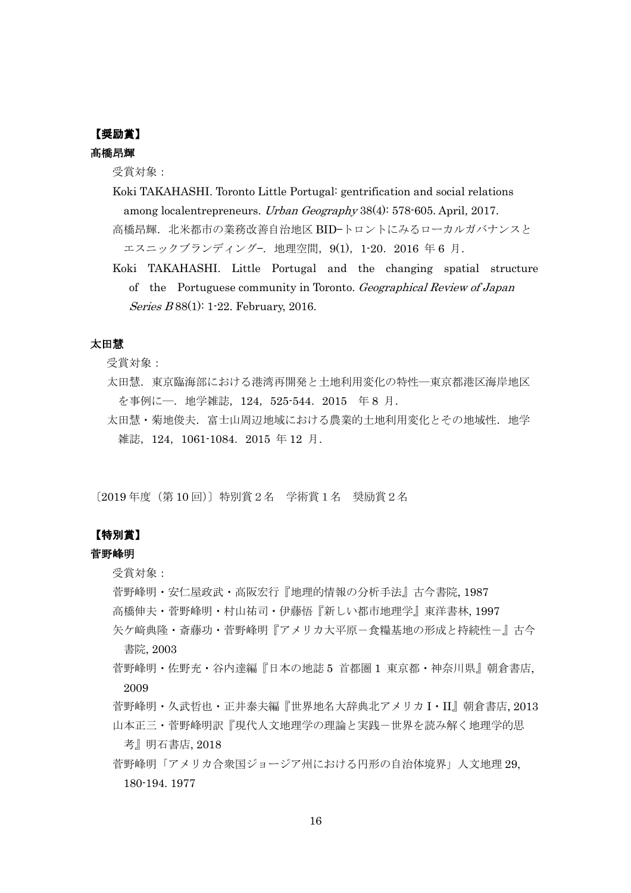**【奨励賞】**

**髙橋昂輝**

受賞対象：

Koki TAKAHASHI. Toronto Little Portugal: gentrification and social relations among localentrepreneurs. *Urban Geography* 38(4): 578-605. April, 2017.

髙橋昂輝．北米都市の業務改善自治地区 BID−トロントにみるローカルガバナンスとエスニックブランディング−．地理空間，9(1)，1-20．2016 年 6 月．

Koki TAKAHASHI. Little Portugal and the changing spatial structure of the Portuguese community in Toronto. *Geographical Review of Japan Series B* 88(1): 1-22. February, 2016.

**太田慧**

受賞対象：

太田慧．東京臨海部における港湾再開発と土地利用変化の特性―東京都港区海岸地区を事例に―．地学雑誌，124，525-544．2015 年 8 月．

太田慧・菊地俊夫．富士山周辺地域における農業的土地利用変化とその地域性．地学雑誌，124，1061-1084．2015 年 12 月．

〔2019 年度（第 10 回）〕特別賞 2 名　学術賞 1 名　奨励賞 2 名

**【特別賞】**

**菅野峰明**

受賞対象：

菅野峰明・安仁屋政武・高阪宏行『地理的情報の分析手法』古今書院, 1987

高橋伸夫・菅野峰明・村山祐司・伊藤悟『新しい都市地理学』東洋書林, 1997

矢ケ﨑典隆・斎藤功・菅野峰明『アメリカ大平原－食糧基地の形成と持続性－』古今書院, 2003

菅野峰明・佐野充・谷内達編『日本の地誌 5 首都圏 1 東京都・神奈川県』朝倉書店, 2009

菅野峰明・久武哲也・正井泰夫編『世界地名大辞典北アメリカ I・II』朝倉書店, 2013

山本正三・菅野峰明訳『現代人文地理学の理論と実践－世界を読み解く地理学的思考』明石書店, 2018

菅野峰明「アメリカ合衆国ジョージア州における円形の自治体境界」人文地理 29, 180-194. 1977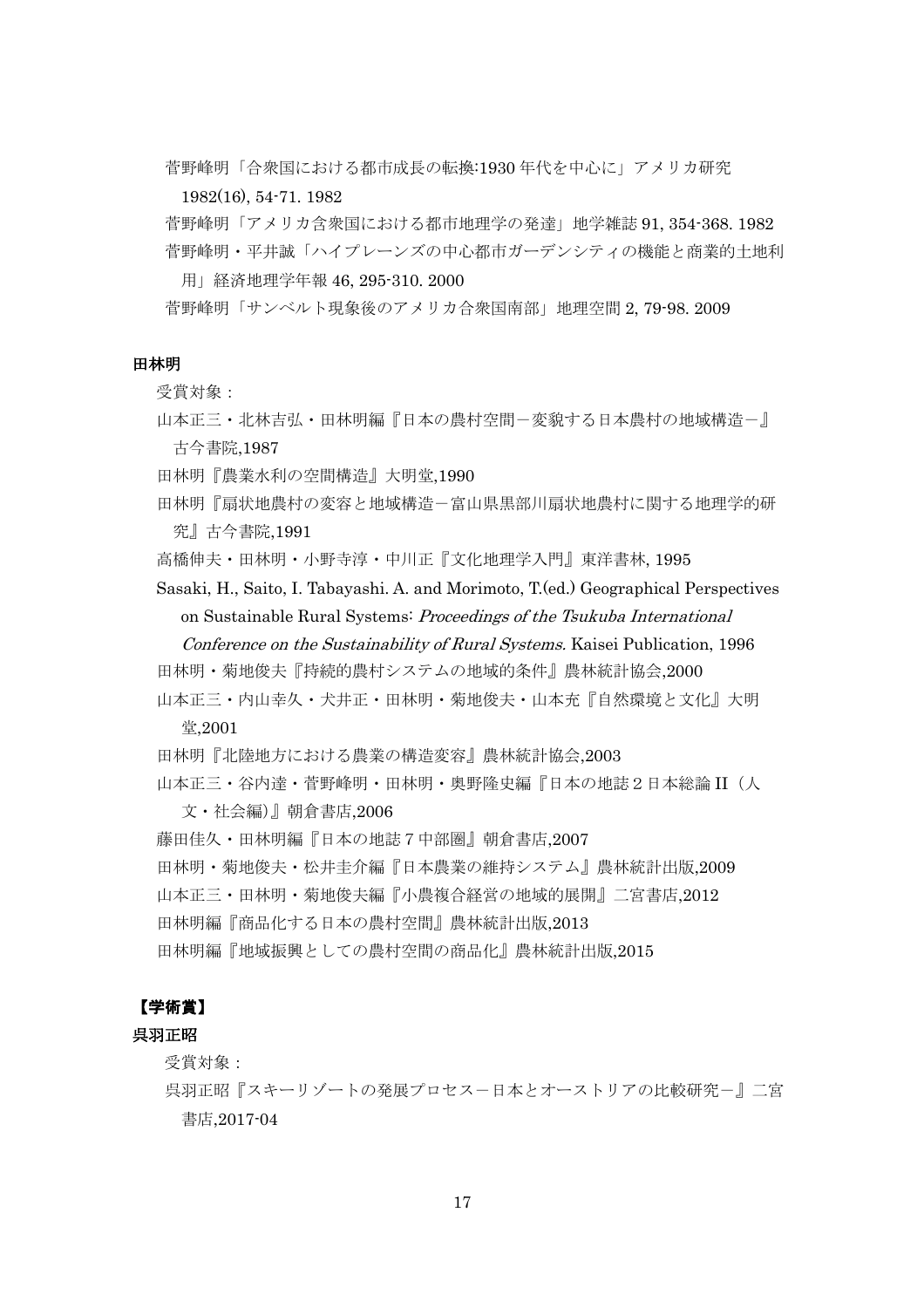菅野峰明「合衆国における都市成長の転換:1930 年代を中心に」アメリカ研究 1982(16), 54-71. 1982

菅野峰明「アメリカ合衆国における都市地理学の発達」地学雑誌 91, 354-368. 1982

菅野峰明・平井誠「ハイプレーンズの中心都市ガーデンシティの機能と商業的土地利用」経済地理学年報 46, 295-310. 2000

菅野峰明「サンベルト現象後のアメリカ合衆国南部」地理空間 2, 79-98. 2009

**田林明**

受賞対象：

山本正三・北林吉弘・田林明編『日本の農村空間－変貌する日本農村の地域構造－』古今書院,1987

田林明『農業水利の空間構造』大明堂,1990

田林明『扇状地農村の変容と地域構造－富山県黒部川扇状地農村に関する地理学的研究』古今書院,1991

高橋伸夫・田林明・小野寺淳・中川正『文化地理学入門』東洋書林, 1995

Sasaki, H., Saito, I. Tabayashi. A. and Morimoto, T.(ed.) Geographical Perspectives on Sustainable Rural Systems: *Proceedings of the Tsukuba International Conference on the Sustainability of Rural Systems.* Kaisei Publication, 1996

田林明・菊地俊夫『持続的農村システムの地域的条件』農林統計協会,2000

山本正三・内山幸久・犬井正・田林明・菊地俊夫・山本充『自然環境と文化』大明堂,2001

田林明『北陸地方における農業の構造変容』農林統計協会,2003

山本正三・谷内達・菅野峰明・田林明・奥野隆史編『日本の地誌２日本総論 II（人文・社会編)』朝倉書店,2006

藤田佳久・田林明編『日本の地誌７中部圏』朝倉書店,2007

田林明・菊地俊夫・松井圭介編『日本農業の維持システム』農林統計出版,2009

山本正三・田林明・菊地俊夫編『小農複合経営の地域的展開』二宮書店,2012

田林明編『商品化する日本の農村空間』農林統計出版,2013

田林明編『地域振興としての農村空間の商品化』農林統計出版,2015

## 【学術賞】

**呉羽正昭**

受賞対象：

呉羽正昭『スキーリゾートの発展プロセス－日本とオーストリアの比較研究－』二宮書店,2017-04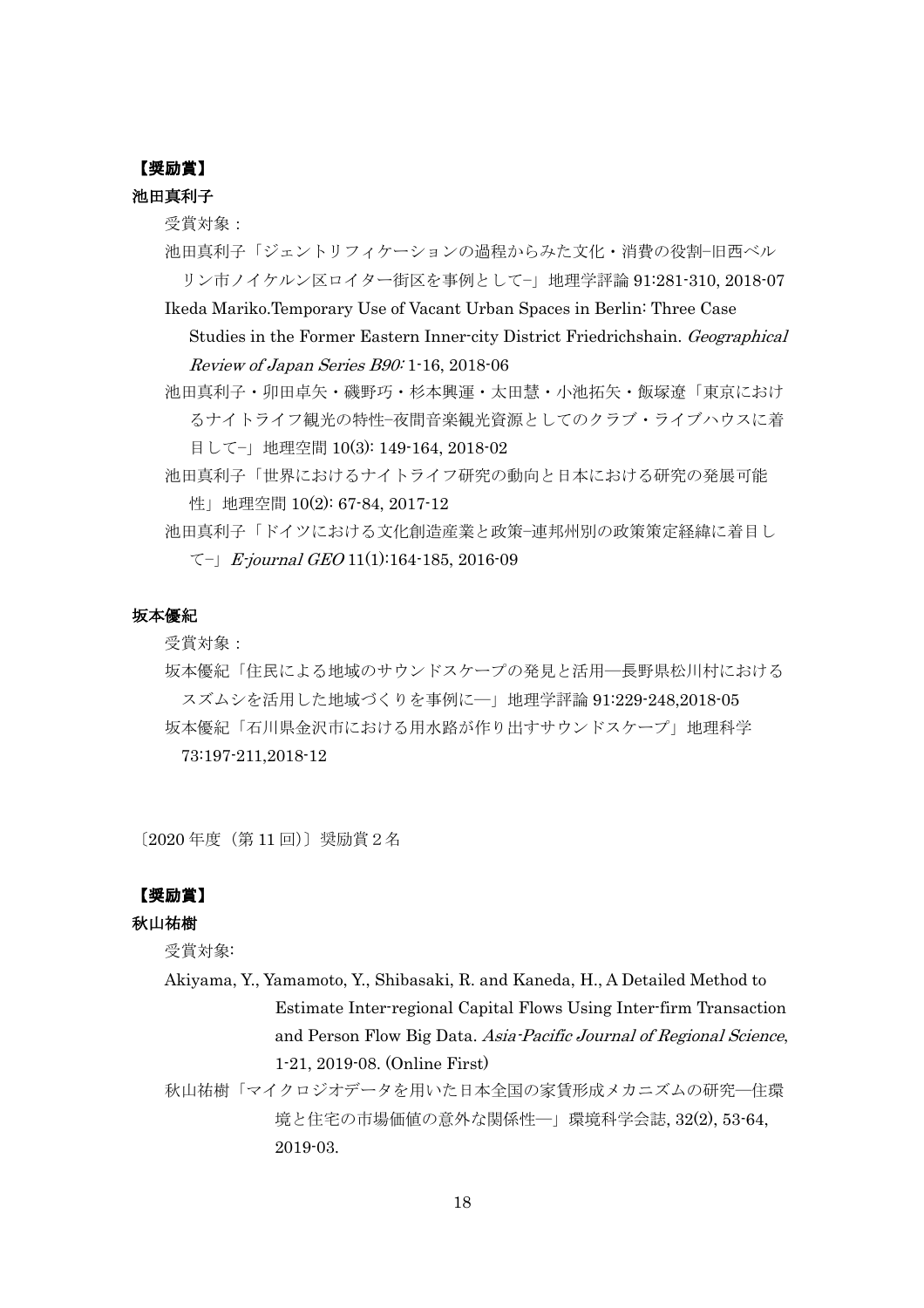**【奨励賞】**

**池田真利子**

受賞対象：

池田真利子「ジェントリフィケーションの過程からみた文化・消費の役割−旧西ベルリン市ノイケルン区ロイター街区を事例として−」地理学評論 91:281-310, 2018-07

Ikeda Mariko.Temporary Use of Vacant Urban Spaces in Berlin: Three Case Studies in the Former Eastern Inner-city District Friedrichshain. *Geographical Review of Japan Series B90:* 1-16, 2018-06

池田真利子・卯田卓矢・磯野巧・杉本興運・太田慧・小池拓矢・飯塚遼「東京におけるナイトライフ観光の特性−夜間音楽観光資源としてのクラブ・ライブハウスに着目して−」地理空間 10(3): 149-164, 2018-02

池田真利子「世界におけるナイトライフ研究の動向と日本における研究の発展可能性」地理空間 10(2): 67-84, 2017-12

池田真利子「ドイツにおける文化創造産業と政策−連邦州別の政策策定経緯に着目して−」*E-journal GEO* 11(1):164-185, 2016-09

**坂本優紀**

受賞対象：

坂本優紀「住民による地域のサウンドスケープの発見と活用—長野県松川村におけるスズムシを活用した地域づくりを事例に—」地理学評論 91:229-248,2018-05

坂本優紀「石川県金沢市における用水路が作り出すサウンドスケープ」地理科学 73:197-211,2018-12

〔2020 年度（第 11 回）〕奨励賞 2 名

**【奨励賞】**

**秋山祐樹**

受賞対象:

Akiyama, Y., Yamamoto, Y., Shibasaki, R. and Kaneda, H., A Detailed Method to Estimate Inter-regional Capital Flows Using Inter-firm Transaction and Person Flow Big Data. *Asia-Pacific Journal of Regional Science*, 1-21, 2019-08. (Online First)

秋山祐樹「マイクロジオデータを用いた日本全国の家賃形成メカニズムの研究—住環境と住宅の市場価値の意外な関係性—」環境科学会誌, 32(2), 53-64, 2019-03.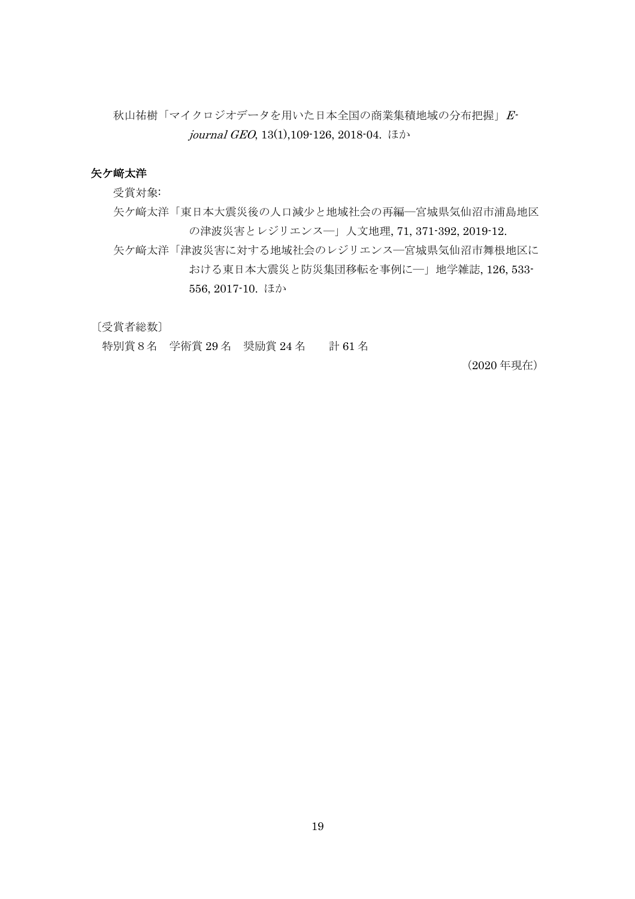秋山祐樹「マイクロジオデータを用いた日本全国の商業集積地域の分布把握」*E-journal GEO*, 13(1),109-126, 2018-04. ほか

**矢ケ崎太洋**

受賞対象:

矢ケ崎太洋「東日本大震災後の人口減少と地域社会の再編―宮城県気仙沼市浦島地区の津波災害とレジリエンス―」人文地理, 71, 371-392, 2019-12.

矢ケ崎太洋「津波災害に対する地域社会のレジリエンス―宮城県気仙沼市舞根地区における東日本大震災と防災集団移転を事例に―」地学雑誌, 126, 533-556, 2017-10. ほか

〔受賞者総数〕

特別賞 8 名　学術賞 29 名　奨励賞 24 名　　計 61 名

（2020 年現在）